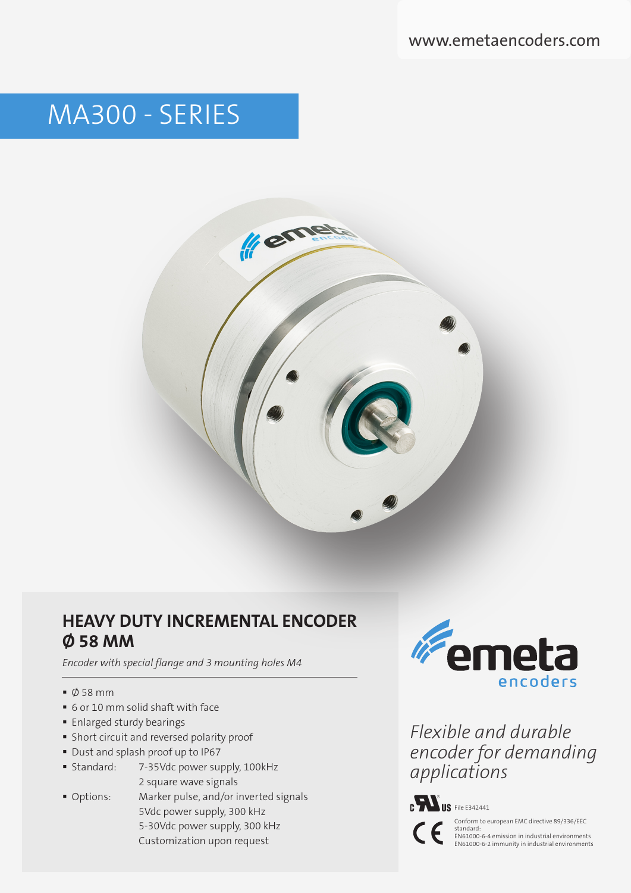www.emetaencoders.com

# MA300 - SERIES

## HEAVY DUTY INCREMENTAL ENCODER Ø 58 MM

*Encoder with special flange and 3 mounting holes M4*

- Ø 58 mm
- 6 or 10 mm solid shaft with face
- Enlarged sturdy bearings
- Short circuit and reversed polarity proof
- Dust and splash proof up to IP67
- Standard: 7-35Vdc power supply, 100kHz
  2 square wave signals
- Options: Marker pulse, and/or inverted signals
  5Vdc power supply, 300 kHz
  5-30Vdc power supply, 300 kHz
  Customization upon request

emeta encoders

*Flexible and durable encoder for demanding applications*

File E342441

Conform to european EMC directive 89/336/EEC standard:
EN61000-6-4 emission in industrial environments
EN61000-6-2 immunity in industrial environments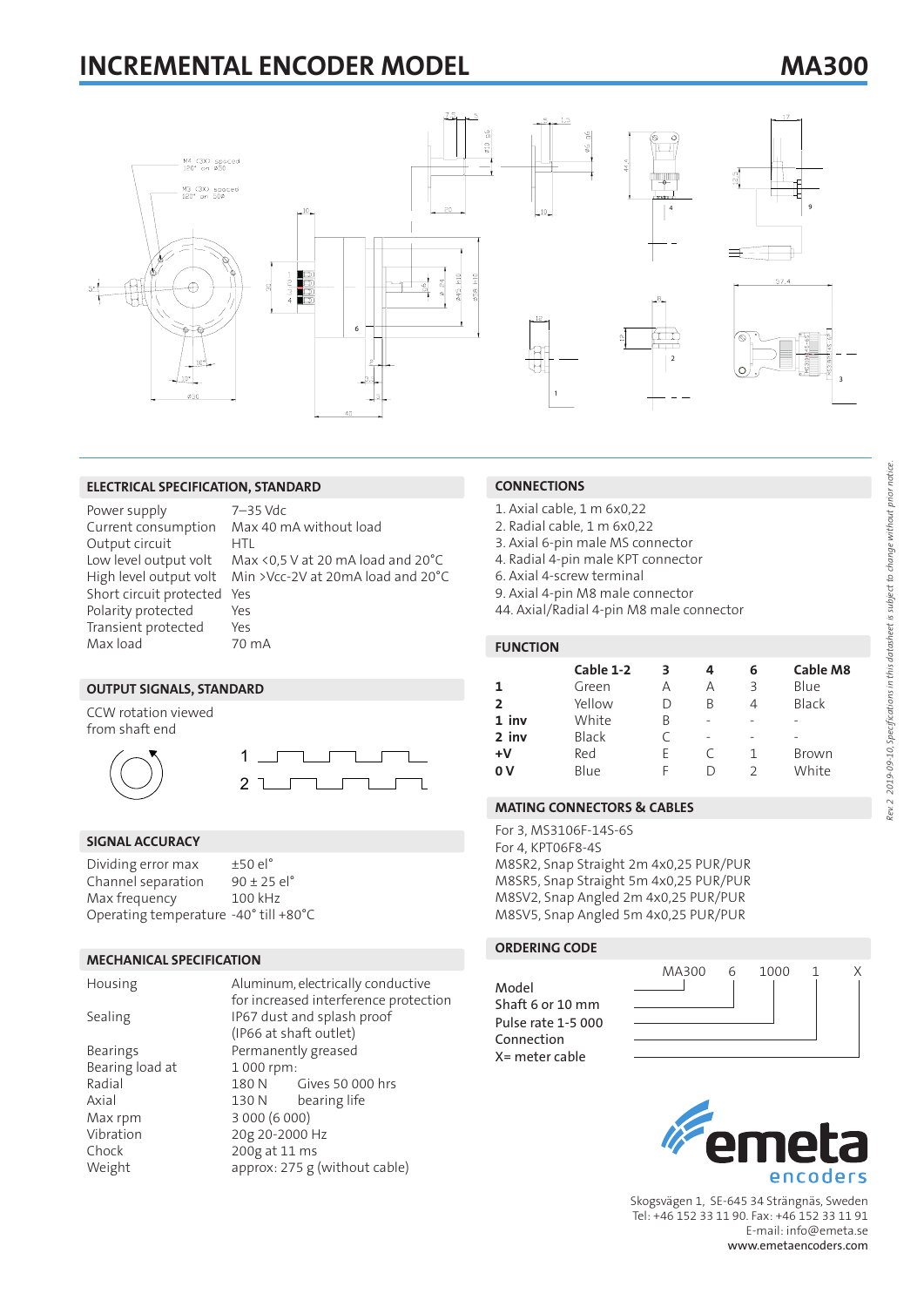# INCREMENTAL ENCODER MODEL MA300

## ELECTRICAL SPECIFICATION, STANDARD

| | |
|---|---|
| Power supply | 7–35 Vdc |
| Current consumption | Max 40 mA without load |
| Output circuit | HTL |
| Low level output volt | Max <0,5 V at 20 mA load and 20°C |
| High level output volt | Min >Vcc-2V at 20mA load and 20°C |
| Short circuit protected | Yes |
| Polarity protected | Yes |
| Transient protected | Yes |
| Max load | 70 mA |

## OUTPUT SIGNALS, STANDARD

CCW rotation viewed from shaft end

1

2

## SIGNAL ACCURACY

| | |
|---|---|
| Dividing error max | ±50 el° |
| Channel separation | 90 ± 25 el° |
| Max frequency | 100 kHz |
| Operating temperature | -40° till +80°C |

## MECHANICAL SPECIFICATION

| | | |
|---|---|---|
| Housing | Aluminum, electrically conductive for increased interference protection | |
| Sealing | IP67 dust and splash proof (IP66 at shaft outlet) | |
| Bearings | Permanently greased | |
| Bearing load at | 1 000 rpm: | |
| Radial | 180 N | Gives 50 000 hrs |
| Axial | 130 N | bearing life |
| Max rpm | 3 000 (6 000) | |
| Vibration | 20g 20-2000 Hz | |
| Chock | 200g at 11 ms | |
| Weight | approx: 275 g (without cable) | |

## CONNECTIONS

1. Axial cable, 1 m 6x0,22
2. Radial cable, 1 m 6x0,22
3. Axial 6-pin male MS connector
4. Radial 4-pin male KPT connector
6. Axial 4-screw terminal
9. Axial 4-pin M8 male connector
44. Axial/Radial 4-pin M8 male connector

## FUNCTION

| | Cable 1-2 | 3 | 4 | 6 | Cable M8 |
|---|---|---|---|---|---|
| **1** | Green | A | A | 3 | Blue |
| **2** | Yellow | D | B | 4 | Black |
| **1 inv** | White | B | - | - | - |
| **2 inv** | Black | C | - | - | - |
| **+V** | Red | E | C | 1 | Brown |
| **0 V** | Blue | F | D | 2 | White |

## MATING CONNECTORS & CABLES

For 3, MS3106F-14S-6S
For 4, KPT06F8-4S
M8SR2, Snap Straight 2m 4x0,25 PUR/PUR
M8SR5, Snap Straight 5m 4x0,25 PUR/PUR
M8SV2, Snap Angled 2m 4x0,25 PUR/PUR
M8SV5, Snap Angled 5m 4x0,25 PUR/PUR

## ORDERING CODE

MA300 6 1000 1 X

Model
Shaft 6 or 10 mm
Pulse rate 1-5 000
Connection
X= meter cable

emeta encoders

Skogsvägen 1, SE-645 34 Strängnäs, Sweden
Tel: +46 152 33 11 90. Fax: +46 152 33 11 91
E-mail: info@emeta.se
www.emetaencoders.com

*Rev. 2 2019-09-10, Specifications in this datasheet is subject to change without prior notice.*